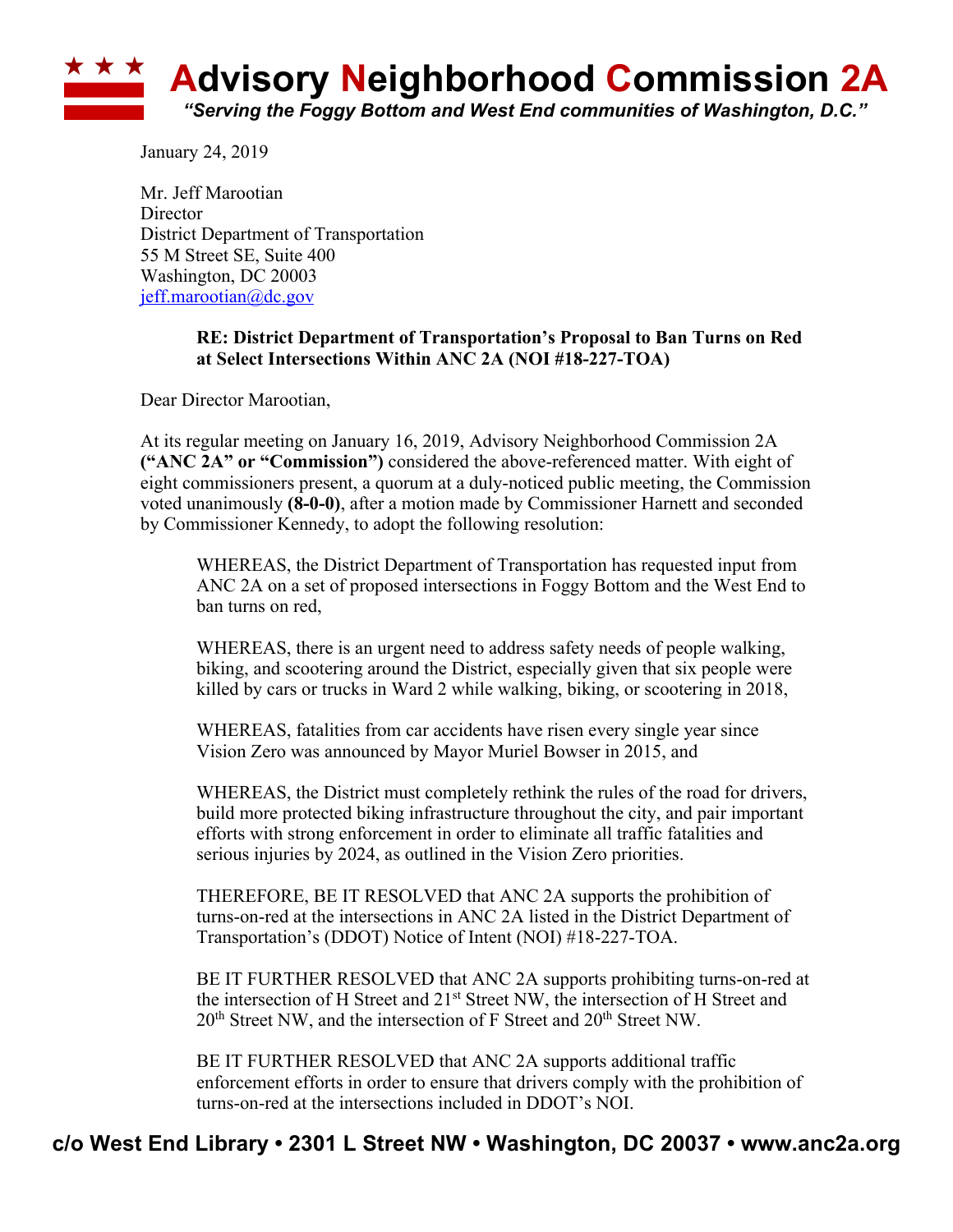# Advisory Neighborhood Commission 2A

*"Serving the Foggy Bottom and West End communities of Washington, D.C."*

January 24, 2019

Mr. Jeff Marootian  
Director  
District Department of Transportation  
55 M Street SE, Suite 400  
Washington, DC 20003  
jeff.marootian@dc.gov

**RE: District Department of Transportation's Proposal to Ban Turns on Red at Select Intersections Within ANC 2A (NOI #18-227-TOA)**

Dear Director Marootian,

At its regular meeting on January 16, 2019, Advisory Neighborhood Commission 2A **("ANC 2A" or "Commission")** considered the above-referenced matter. With eight of eight commissioners present, a quorum at a duly-noticed public meeting, the Commission voted unanimously **(8-0-0)**, after a motion made by Commissioner Harnett and seconded by Commissioner Kennedy, to adopt the following resolution:

> WHEREAS, the District Department of Transportation has requested input from ANC 2A on a set of proposed intersections in Foggy Bottom and the West End to ban turns on red,
>
> WHEREAS, there is an urgent need to address safety needs of people walking, biking, and scootering around the District, especially given that six people were killed by cars or trucks in Ward 2 while walking, biking, or scootering in 2018,
>
> WHEREAS, fatalities from car accidents have risen every single year since Vision Zero was announced by Mayor Muriel Bowser in 2015, and
>
> WHEREAS, the District must completely rethink the rules of the road for drivers, build more protected biking infrastructure throughout the city, and pair important efforts with strong enforcement in order to eliminate all traffic fatalities and serious injuries by 2024, as outlined in the Vision Zero priorities.
>
> THEREFORE, BE IT RESOLVED that ANC 2A supports the prohibition of turns-on-red at the intersections in ANC 2A listed in the District Department of Transportation's (DDOT) Notice of Intent (NOI) #18-227-TOA.
>
> BE IT FURTHER RESOLVED that ANC 2A supports prohibiting turns-on-red at the intersection of H Street and 21st Street NW, the intersection of H Street and 20th Street NW, and the intersection of F Street and 20th Street NW.
>
> BE IT FURTHER RESOLVED that ANC 2A supports additional traffic enforcement efforts in order to ensure that drivers comply with the prohibition of turns-on-red at the intersections included in DDOT's NOI.

**c/o West End Library • 2301 L Street NW • Washington, DC 20037 • www.anc2a.org**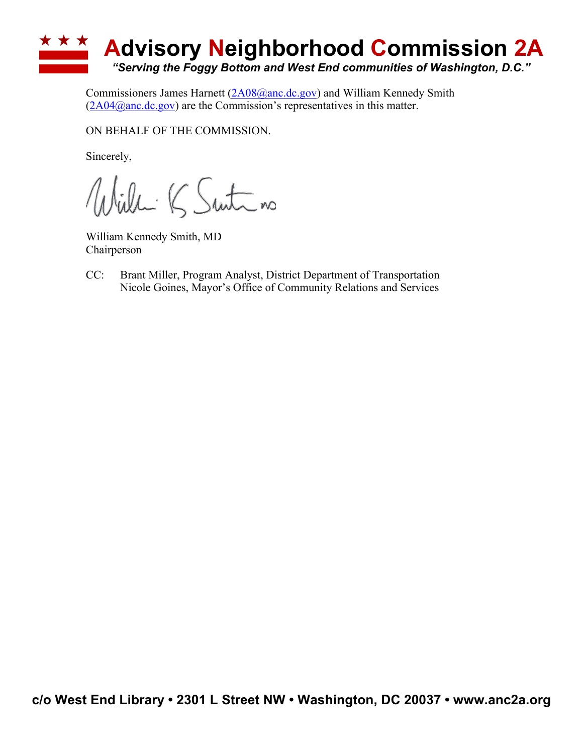# Advisory Neighborhood Commission 2A

*"Serving the Foggy Bottom and West End communities of Washington, D.C."*

Commissioners James Harnett (2A08@anc.dc.gov) and William Kennedy Smith (2A04@anc.dc.gov) are the Commission's representatives in this matter.

ON BEHALF OF THE COMMISSION.

Sincerely,

William Kennedy Smith, MD
Chairperson

CC: Brant Miller, Program Analyst, District Department of Transportation
Nicole Goines, Mayor's Office of Community Relations and Services

**c/o West End Library • 2301 L Street NW • Washington, DC 20037 • www.anc2a.org**